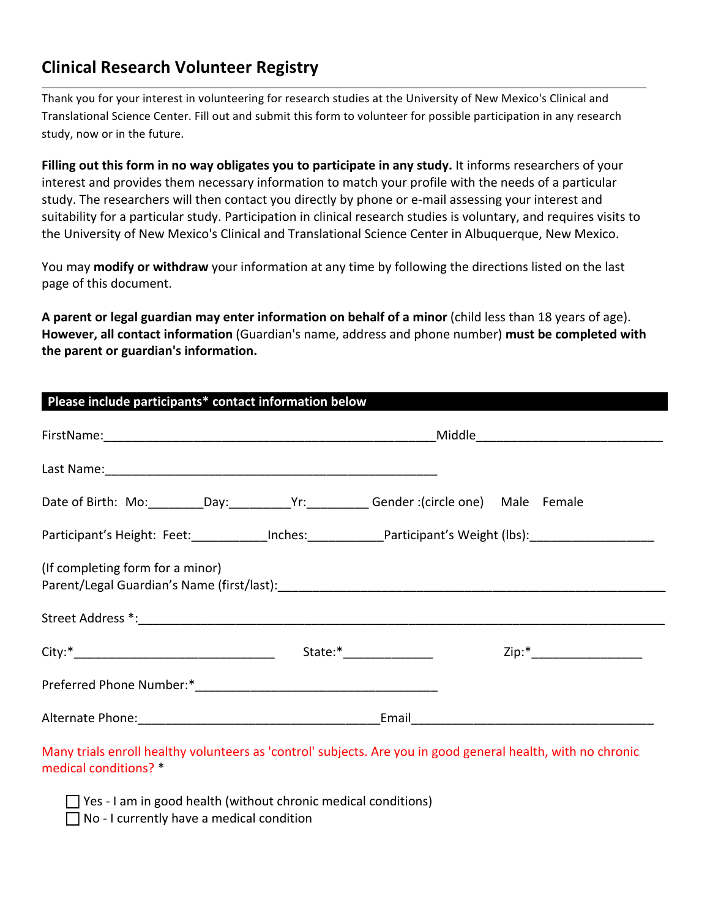# Clinical Research Volunteer Registry

Thank you for your interest in volunteering for research studies at the University of New Mexico's Clinical and Translational Science Center. Fill out and submit this form to volunteer for possible participation in any research study, now or in the future.

**Filling out this form in no way obligates you to participate in any study.** It informs researchers of your interest and provides them necessary information to match your profile with the needs of a particular study. The researchers will then contact you directly by phone or e-mail assessing your interest and suitability for a particular study. Participation in clinical research studies is voluntary, and requires visits to the University of New Mexico's Clinical and Translational Science Center in Albuquerque, New Mexico.

You may **modify or withdraw** your information at any time by following the directions listed on the last page of this document.

**A parent or legal guardian may enter information on behalf of a minor** (child less than 18 years of age). **However, all contact information** (Guardian's name, address and phone number) **must be completed with the parent or guardian's information.**

**Please include participants* contact information below**

FirstName:_______________________________________________Middle_________________________

Last Name:_______________________________________________

Date of Birth: Mo:________Day:_________Yr:_________ Gender :(circle one) Male Female

Participant's Height: Feet:___________Inches:___________Participant's Weight (lbs):_________________

(If completing form for a minor)
Parent/Legal Guardian's Name (first/last):_______________________________________________________

Street Address *:__________________________________________________________________________

City:*_____________________________ State:*_____________ Zip:*________________

Preferred Phone Number:*____________________________________

Alternate Phone:____________________________________Email____________________________________

Many trials enroll healthy volunteers as 'control' subjects. Are you in good general health, with no chronic medical conditions? *

- ☐ Yes - I am in good health (without chronic medical conditions)
- ☐ No - I currently have a medical condition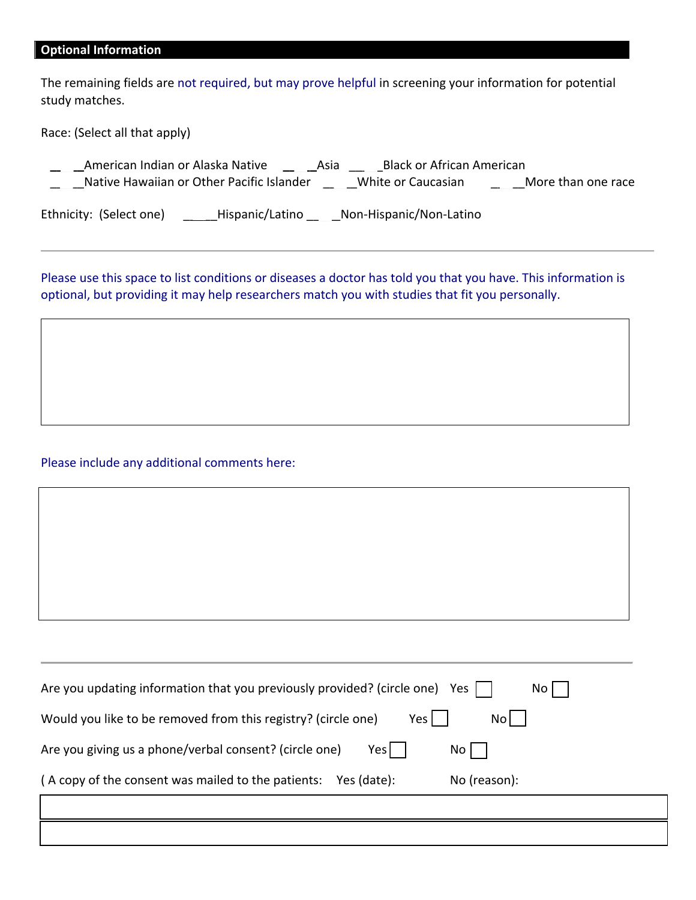## Optional Information

The remaining fields are not required, but may prove helpful in screening your information for potential study matches.

Race: (Select all that apply)

___American Indian or Alaska Native ___Asia ___Black or African American
___Native Hawaiian or Other Pacific Islander ___White or Caucasian ___More than one race

Ethnicity: (Select one) _____Hispanic/Latino ___Non-Hispanic/Non-Latino

---

Please use this space to list conditions or diseases a doctor has told you that you have. This information is optional, but providing it may help researchers match you with studies that fit you personally.

| |
|---|
| |

Please include any additional comments here:

| |
|---|
| |

---

Are you updating information that you previously provided? (circle one) Yes ☐ No ☐

Would you like to be removed from this registry? (circle one) Yes ☐ No ☐

Are you giving us a phone/verbal consent? (circle one) Yes ☐ No ☐

( A copy of the consent was mailed to the patients: Yes (date): No (reason):

| |
|---|
| |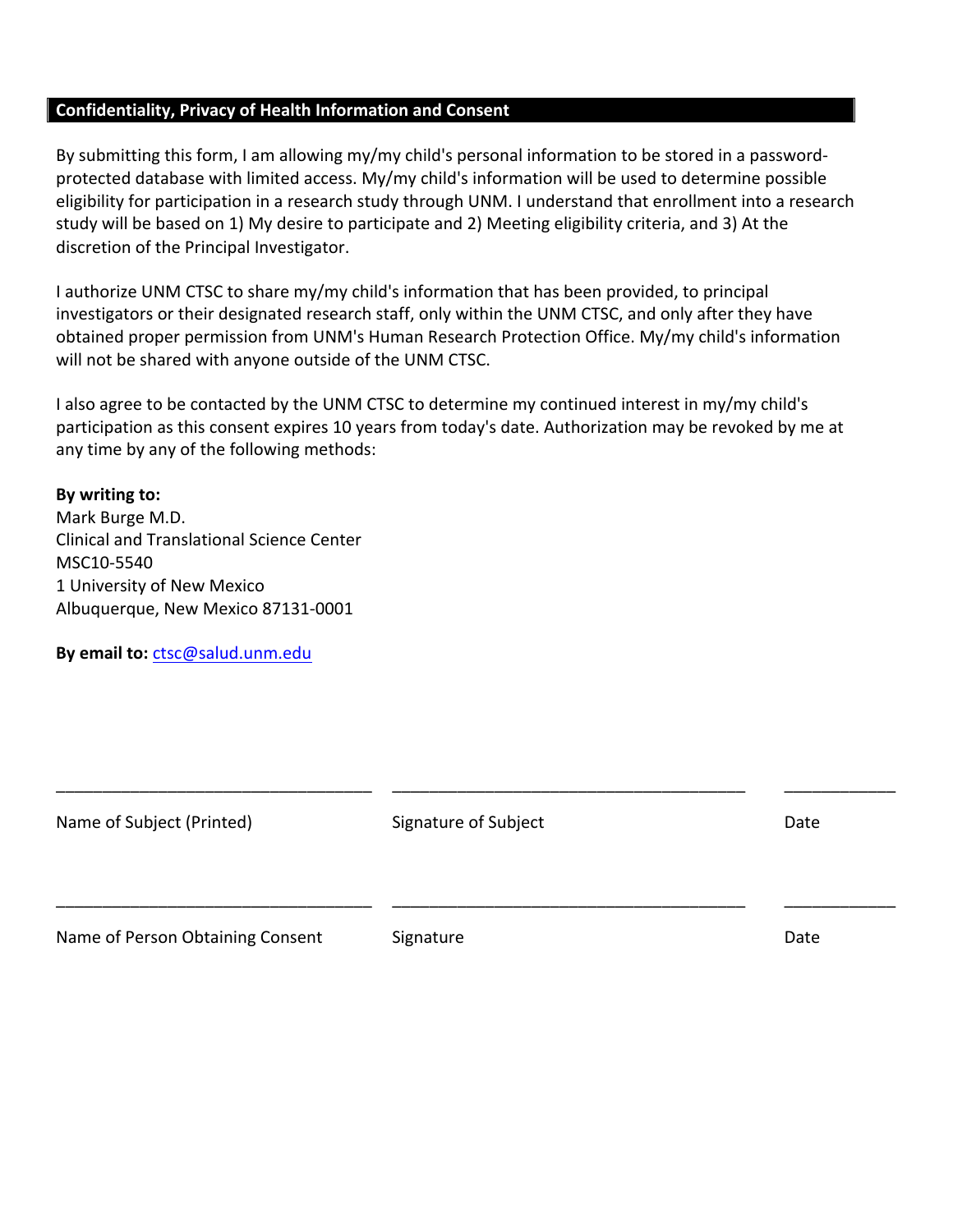## Confidentiality, Privacy of Health Information and Consent

By submitting this form, I am allowing my/my child's personal information to be stored in a password-protected database with limited access. My/my child's information will be used to determine possible eligibility for participation in a research study through UNM. I understand that enrollment into a research study will be based on 1) My desire to participate and 2) Meeting eligibility criteria, and 3) At the discretion of the Principal Investigator.

I authorize UNM CTSC to share my/my child's information that has been provided, to principal investigators or their designated research staff, only within the UNM CTSC, and only after they have obtained proper permission from UNM's Human Research Protection Office. My/my child's information will not be shared with anyone outside of the UNM CTSC.

I also agree to be contacted by the UNM CTSC to determine my continued interest in my/my child's participation as this consent expires 10 years from today's date. Authorization may be revoked by me at any time by any of the following methods:

**By writing to:**
Mark Burge M.D.
Clinical and Translational Science Center
MSC10-5540
1 University of New Mexico
Albuquerque, New Mexico 87131-0001

**By email to:** ctsc@salud.unm.edu

| | | |
|---|---|---|
| ____________________ | ____________________ | __________ |
| Name of Subject (Printed) | Signature of Subject | Date |
| ____________________ | ____________________ | __________ |
| Name of Person Obtaining Consent | Signature | Date |